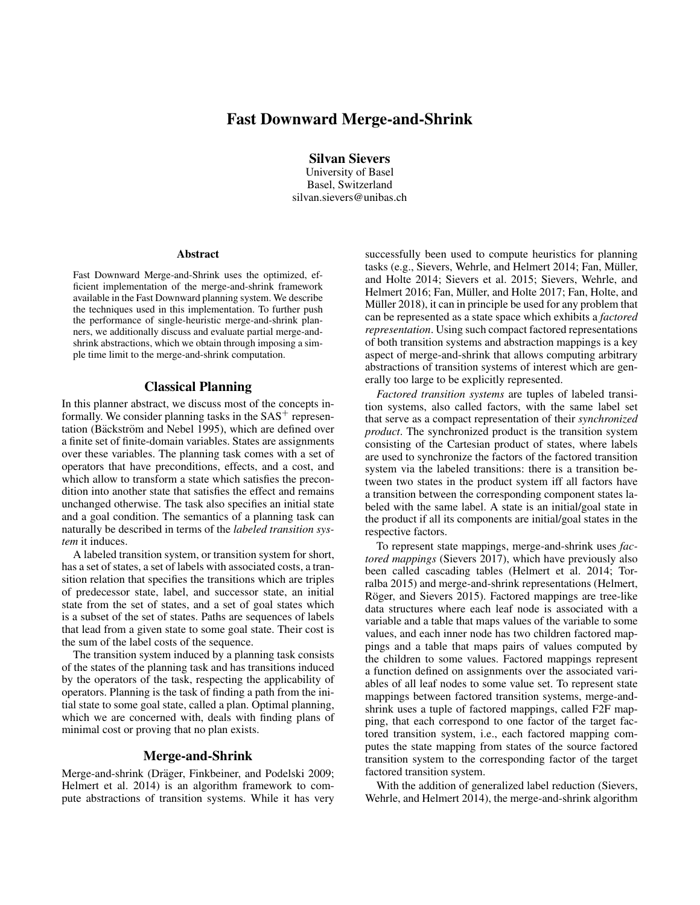# Fast Downward Merge-and-Shrink

**Silvan Sievers**
University of Basel
Basel, Switzerland
silvan.sievers@unibas.ch

### Abstract

Fast Downward Merge-and-Shrink uses the optimized, efficient implementation of the merge-and-shrink framework available in the Fast Downward planning system. We describe the techniques used in this implementation. To further push the performance of single-heuristic merge-and-shrink planners, we additionally discuss and evaluate partial merge-and-shrink abstractions, which we obtain through imposing a simple time limit to the merge-and-shrink computation.

## Classical Planning

In this planner abstract, we discuss most of the concepts informally. We consider planning tasks in the $\text{SAS}^+$ representation (Bäckström and Nebel 1995), which are defined over a finite set of finite-domain variables. States are assignments over these variables. The planning task comes with a set of operators that have preconditions, effects, and a cost, and which allow to transform a state which satisfies the precondition into another state that satisfies the effect and remains unchanged otherwise. The task also specifies an initial state and a goal condition. The semantics of a planning task can naturally be described in terms of the *labeled transition system* it induces.

A labeled transition system, or transition system for short, has a set of states, a set of labels with associated costs, a transition relation that specifies the transitions which are triples of predecessor state, label, and successor state, an initial state from the set of states, and a set of goal states which is a subset of the set of states. Paths are sequences of labels that lead from a given state to some goal state. Their cost is the sum of the label costs of the sequence.

The transition system induced by a planning task consists of the states of the planning task and has transitions induced by the operators of the task, respecting the applicability of operators. Planning is the task of finding a path from the initial state to some goal state, called a plan. Optimal planning, which we are concerned with, deals with finding plans of minimal cost or proving that no plan exists.

## Merge-and-Shrink

Merge-and-shrink (Dräger, Finkbeiner, and Podelski 2009; Helmert et al. 2014) is an algorithm framework to compute abstractions of transition systems. While it has very successfully been used to compute heuristics for planning tasks (e.g., Sievers, Wehrle, and Helmert 2014; Fan, Müller, and Holte 2014; Sievers et al. 2015; Sievers, Wehrle, and Helmert 2016; Fan, Müller, and Holte 2017; Fan, Holte, and Müller 2018), it can in principle be used for any problem that can be represented as a state space which exhibits a *factored representation*. Using such compact factored representations of both transition systems and abstraction mappings is a key aspect of merge-and-shrink that allows computing arbitrary abstractions of transition systems of interest which are generally too large to be explicitly represented.

*Factored transition systems* are tuples of labeled transition systems, also called factors, with the same label set that serve as a compact representation of their *synchronized product*. The synchronized product is the transition system consisting of the Cartesian product of states, where labels are used to synchronize the factors of the factored transition system via the labeled transitions: there is a transition between two states in the product system iff all factors have a transition between the corresponding component states labeled with the same label. A state is an initial/goal state in the product if all its components are initial/goal states in the respective factors.

To represent state mappings, merge-and-shrink uses *factored mappings* (Sievers 2017), which have previously also been called cascading tables (Helmert et al. 2014; Torralba 2015) and merge-and-shrink representations (Helmert, Röger, and Sievers 2015). Factored mappings are tree-like data structures where each leaf node is associated with a variable and a table that maps values of the variable to some values, and each inner node has two children factored mappings and a table that maps pairs of values computed by the children to some values. Factored mappings represent a function defined on assignments over the associated variables of all leaf nodes to some value set. To represent state mappings between factored transition systems, merge-and-shrink uses a tuple of factored mappings, called F2F mapping, that each correspond to one factor of the target factored transition system, i.e., each factored mapping computes the state mapping from states of the source factored transition system to the corresponding factor of the target factored transition system.

With the addition of generalized label reduction (Sievers, Wehrle, and Helmert 2014), the merge-and-shrink algorithm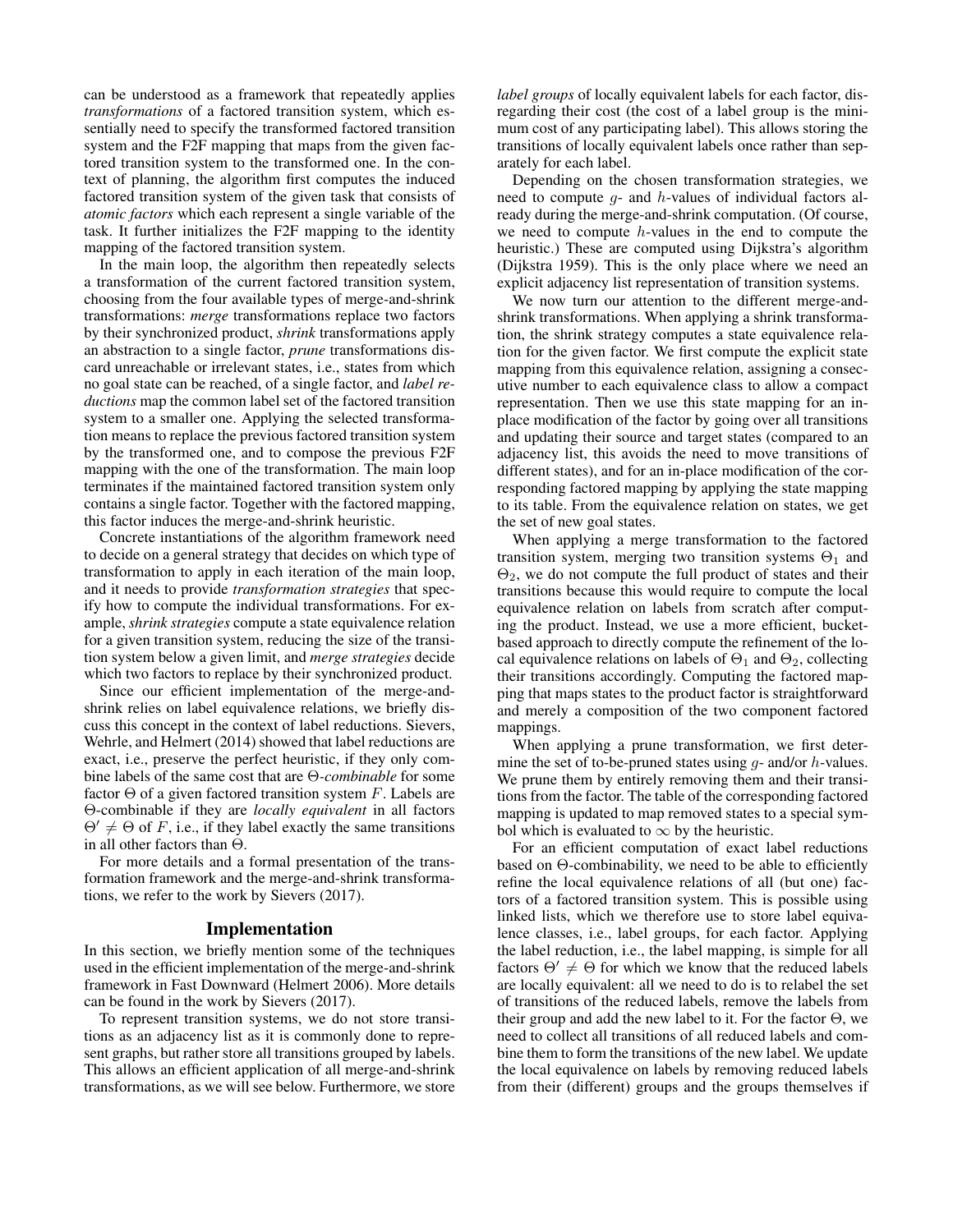can be understood as a framework that repeatedly applies *transformations* of a factored transition system, which essentially need to specify the transformed factored transition system and the F2F mapping that maps from the given factored transition system to the transformed one. In the context of planning, the algorithm first computes the induced factored transition system of the given task that consists of *atomic factors* which each represent a single variable of the task. It further initializes the F2F mapping to the identity mapping of the factored transition system.

In the main loop, the algorithm then repeatedly selects a transformation of the current factored transition system, choosing from the four available types of merge-and-shrink transformations: *merge* transformations replace two factors by their synchronized product, *shrink* transformations apply an abstraction to a single factor, *prune* transformations discard unreachable or irrelevant states, i.e., states from which no goal state can be reached, of a single factor, and *label reductions* map the common label set of the factored transition system to a smaller one. Applying the selected transformation means to replace the previous factored transition system by the transformed one, and to compose the previous F2F mapping with the one of the transformation. The main loop terminates if the maintained factored transition system only contains a single factor. Together with the factored mapping, this factor induces the merge-and-shrink heuristic.

Concrete instantiations of the algorithm framework need to decide on a general strategy that decides on which type of transformation to apply in each iteration of the main loop, and it needs to provide *transformation strategies* that specify how to compute the individual transformations. For example, *shrink strategies* compute a state equivalence relation for a given transition system, reducing the size of the transition system below a given limit, and *merge strategies* decide which two factors to replace by their synchronized product.

Since our efficient implementation of the merge-and-shrink relies on label equivalence relations, we briefly discuss this concept in the context of label reductions. Sievers, Wehrle, and Helmert (2014) showed that label reductions are exact, i.e., preserve the perfect heuristic, if they only combine labels of the same cost that are $\Theta$-*combinable* for some factor $\Theta$ of a given factored transition system $F$. Labels are $\Theta$-combinable if they are *locally equivalent* in all factors $\Theta' \neq \Theta$ of $F$, i.e., if they label exactly the same transitions in all other factors than $\Theta$.

For more details and a formal presentation of the transformation framework and the merge-and-shrink transformations, we refer to the work by Sievers (2017).

## Implementation

In this section, we briefly mention some of the techniques used in the efficient implementation of the merge-and-shrink framework in Fast Downward (Helmert 2006). More details can be found in the work by Sievers (2017).

To represent transition systems, we do not store transitions as an adjacency list as it is commonly done to represent graphs, but rather store all transitions grouped by labels. This allows an efficient application of all merge-and-shrink transformations, as we will see below. Furthermore, we store *label groups* of locally equivalent labels for each factor, disregarding their cost (the cost of a label group is the minimum cost of any participating label). This allows storing the transitions of locally equivalent labels once rather than separately for each label.

Depending on the chosen transformation strategies, we need to compute $g$- and $h$-values of individual factors already during the merge-and-shrink computation. (Of course, we need to compute $h$-values in the end to compute the heuristic.) These are computed using Dijkstra's algorithm (Dijkstra 1959). This is the only place where we need an explicit adjacency list representation of transition systems.

We now turn our attention to the different merge-and-shrink transformations. When applying a shrink transformation, the shrink strategy computes a state equivalence relation for the given factor. We first compute the explicit state mapping from this equivalence relation, assigning a consecutive number to each equivalence class to allow a compact representation. Then we use this state mapping for an in-place modification of the factor by going over all transitions and updating their source and target states (compared to an adjacency list, this avoids the need to move transitions of different states), and for an in-place modification of the corresponding factored mapping by applying the state mapping to its table. From the equivalence relation on states, we get the set of new goal states.

When applying a merge transformation to the factored transition system, merging two transition systems $\Theta_1$ and $\Theta_2$, we do not compute the full product of states and their transitions because this would require to compute the local equivalence relation on labels from scratch after computing the product. Instead, we use a more efficient, bucket-based approach to directly compute the refinement of the local equivalence relations on labels of $\Theta_1$ and $\Theta_2$, collecting their transitions accordingly. Computing the factored mapping that maps states to the product factor is straightforward and merely a composition of the two component factored mappings.

When applying a prune transformation, we first determine the set of to-be-pruned states using $g$- and/or $h$-values. We prune them by entirely removing them and their transitions from the factor. The table of the corresponding factored mapping is updated to map removed states to a special symbol which is evaluated to $\infty$ by the heuristic.

For an efficient computation of exact label reductions based on $\Theta$-combinability, we need to be able to efficiently refine the local equivalence relations of all (but one) factors of a factored transition system. This is possible using linked lists, which we therefore use to store label equivalence classes, i.e., label groups, for each factor. Applying the label reduction, i.e., the label mapping, is simple for all factors $\Theta' \neq \Theta$ for which we know that the reduced labels are locally equivalent: all we need to do is to relabel the set of transitions of the reduced labels, remove the labels from their group and add the new label to it. For the factor $\Theta$, we need to collect all transitions of all reduced labels and combine them to form the transitions of the new label. We update the local equivalence on labels by removing reduced labels from their (different) groups and the groups themselves if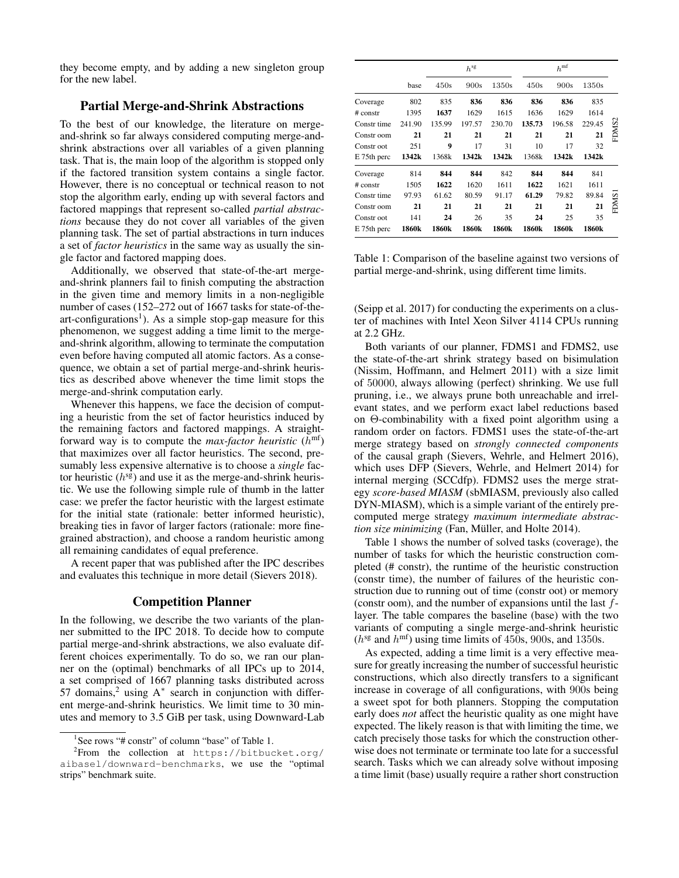they become empty, and by adding a new singleton group for the new label.

## Partial Merge-and-Shrink Abstractions

To the best of our knowledge, the literature on merge-and-shrink so far always considered computing merge-and-shrink abstractions over all variables of a given planning task. That is, the main loop of the algorithm is stopped only if the factored transition system contains a single factor. However, there is no conceptual or technical reason to not stop the algorithm early, ending up with several factors and factored mappings that represent so-called *partial abstractions* because they do not cover all variables of the given planning task. The set of partial abstractions in turn induces a set of *factor heuristics* in the same way as usually the single factor and factored mapping does.

Additionally, we observed that state-of-the-art merge-and-shrink planners fail to finish computing the abstraction in the given time and memory limits in a non-negligible number of cases (152–272 out of 1667 tasks for state-of-the-art-configurations[1]). As a simple stop-gap measure for this phenomenon, we suggest adding a time limit to the merge-and-shrink algorithm, allowing to terminate the computation even before having computed all atomic factors. As a consequence, we obtain a set of partial merge-and-shrink heuristics as described above whenever the time limit stops the merge-and-shrink computation early.

Whenever this happens, we face the decision of computing a heuristic from the set of factor heuristics induced by the remaining factors and factored mappings. A straightforward way is to compute the *max-factor heuristic* ($h^{\mathrm{mf}}$) that maximizes over all factor heuristics. The second, presumably less expensive alternative is to choose a *single* factor heuristic ($h^{\mathrm{sg}}$) and use it as the merge-and-shrink heuristic. We use the following simple rule of thumb in the latter case: we prefer the factor heuristic with the largest estimate for the initial state (rationale: better informed heuristic), breaking ties in favor of larger factors (rationale: more fine-grained abstraction), and choose a random heuristic among all remaining candidates of equal preference.

A recent paper that was published after the IPC describes and evaluates this technique in more detail (Sievers 2018).

## Competition Planner

In the following, we describe the two variants of the planner submitted to the IPC 2018. To decide how to compute partial merge-and-shrink abstractions, we also evaluate different choices experimentally. To do so, we ran our planner on the (optimal) benchmarks of all IPCs up to 2014, a set comprised of 1667 planning tasks distributed across 57 domains,[2] using A$^*$ search in conjunction with different merge-and-shrink heuristics. We limit time to 30 minutes and memory to 3.5 GiB per task, using Downward-Lab

[1] See rows "# constr" of column "base" of Table 1.

[2] From the collection at https://bitbucket.org/aibasel/downward-benchmarks, we use the "optimal strips" benchmark suite.

| | | $h^{\mathrm{sg}}$ | | | $h^{\mathrm{mf}}$ | | | |
|---|---|---|---|---|---|---|---|---|
| | base | 450s | 900s | 1350s | 450s | 900s | 1350s | |
| Coverage | 802 | 835 | **836** | **836** | **836** | **836** | 835 | FDMS2 |
| # constr | 1395 | **1637** | 1629 | 1615 | 1636 | 1629 | 1614 | FDMS2 |
| Constr time | 241.90 | 135.99 | 197.57 | 230.70 | **135.73** | 196.58 | 229.45 | FDMS2 |
| Constr oom | **21** | **21** | **21** | **21** | **21** | **21** | **21** | FDMS2 |
| Constr oot | 251 | **9** | 17 | 31 | 10 | 17 | 32 | FDMS2 |
| E 75th perc | **1342k** | 1368k | **1342k** | **1342k** | 1368k | **1342k** | **1342k** | FDMS2 |
| Coverage | 814 | **844** | **844** | 842 | **844** | **844** | 841 | FDMS1 |
| # constr | 1505 | **1622** | 1620 | 1611 | **1622** | 1621 | 1611 | FDMS1 |
| Constr time | 97.93 | 61.62 | 80.59 | 91.17 | **61.29** | 79.82 | 89.84 | FDMS1 |
| Constr oom | **21** | **21** | **21** | **21** | **21** | **21** | **21** | FDMS1 |
| Constr oot | 141 | **24** | 26 | 35 | **24** | 25 | 35 | FDMS1 |
| E 75th perc | **1860k** | **1860k** | **1860k** | **1860k** | **1860k** | **1860k** | **1860k** | FDMS1 |

Table 1: Comparison of the baseline against two versions of partial merge-and-shrink, using different time limits.

(Seipp et al. 2017) for conducting the experiments on a cluster of machines with Intel Xeon Silver 4114 CPUs running at 2.2 GHz.

Both variants of our planner, FDMS1 and FDMS2, use the state-of-the-art shrink strategy based on bisimulation (Nissim, Hoffmann, and Helmert 2011) with a size limit of 50000, always allowing (perfect) shrinking. We use full pruning, i.e., we always prune both unreachable and irrelevant states, and we perform exact label reductions based on $\Theta$-combinability with a fixed point algorithm using a random order on factors. FDMS1 uses the state-of-the-art merge strategy based on *strongly connected components* of the causal graph (Sievers, Wehrle, and Helmert 2016), which uses DFP (Sievers, Wehrle, and Helmert 2014) for internal merging (SCCdfp). FDMS2 uses the merge strategy *score-based MIASM* (sbMIASM, previously also called DYN-MIASM), which is a simple variant of the entirely precomputed merge strategy *maximum intermediate abstraction size minimizing* (Fan, Müller, and Holte 2014).

Table 1 shows the number of solved tasks (coverage), the number of tasks for which the heuristic construction completed (# constr), the runtime of the heuristic construction (constr time), the number of failures of the heuristic construction due to running out of time (constr oot) or memory (constr oom), and the number of expansions until the last $f$-layer. The table compares the baseline (base) with the two variants of computing a single merge-and-shrink heuristic ($h^{\mathrm{sg}}$ and $h^{\mathrm{mf}}$) using time limits of 450s, 900s, and 1350s.

As expected, adding a time limit is a very effective measure for greatly increasing the number of successful heuristic constructions, which also directly transfers to a significant increase in coverage of all configurations, with 900s being a sweet spot for both planners. Stopping the computation early does *not* affect the heuristic quality as one might have expected. The likely reason is that with limiting the time, we catch precisely those tasks for which the construction otherwise does not terminate or terminate too late for a successful search. Tasks which we can already solve without imposing a time limit (base) usually require a rather short construction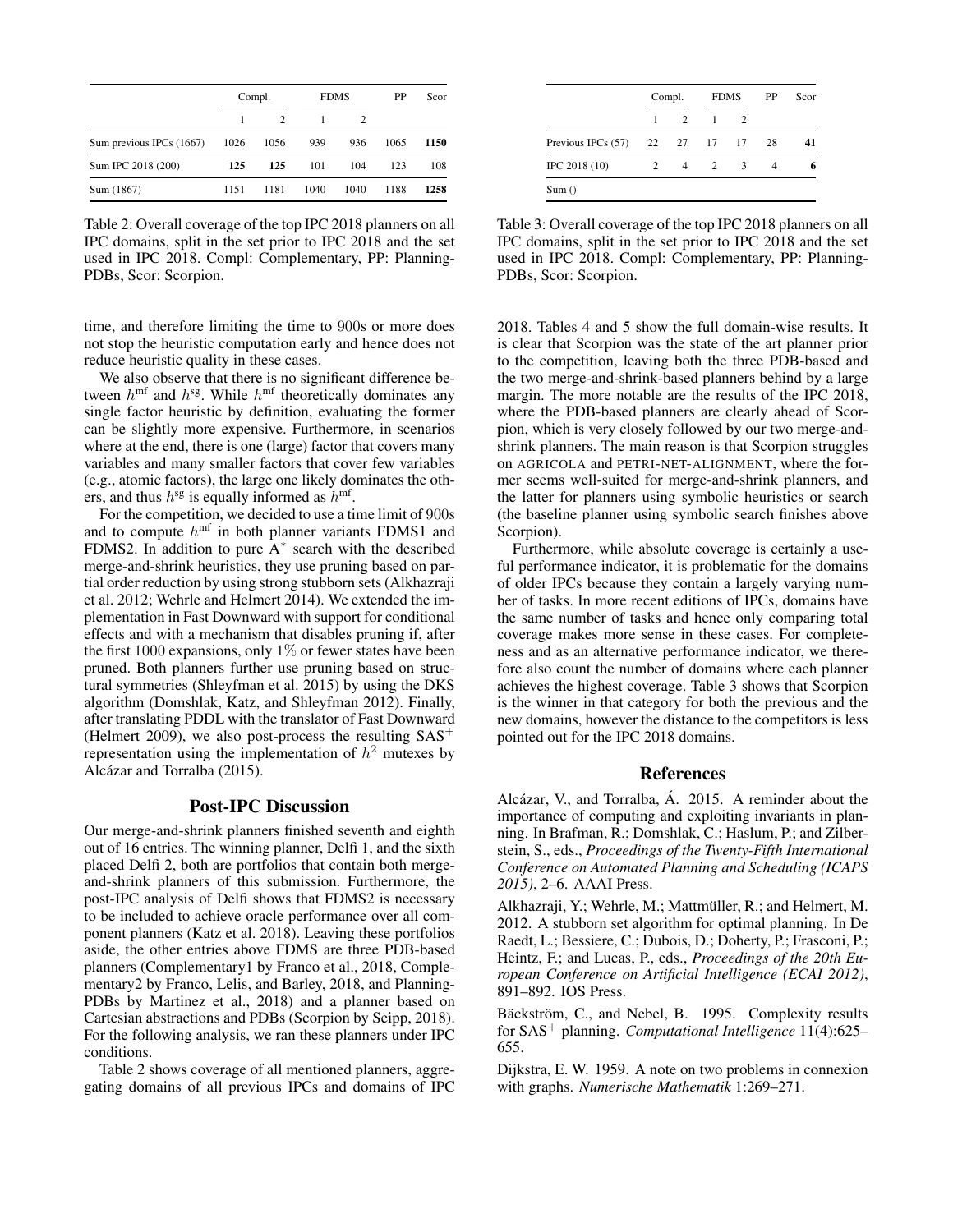|  | Compl. |  | FDMS |  | PP | Scor |
| --- | --- | --- | --- | --- | --- | --- |
|  | 1 | 2 | 1 | 2 |  |  |
| Sum previous IPCs (1667) | 1026 | 1056 | 939 | 936 | 1065 | **1150** |
| Sum IPC 2018 (200) | **125** | **125** | 101 | 104 | 123 | 108 |
| Sum (1867) | 1151 | 1181 | 1040 | 1040 | 1188 | **1258** |

Table 2: Overall coverage of the top IPC 2018 planners on all IPC domains, split in the set prior to IPC 2018 and the set used in IPC 2018. Compl: Complementary, PP: Planning-PDBs, Scor: Scorpion.

time, and therefore limiting the time to 900s or more does not stop the heuristic computation early and hence does not reduce heuristic quality in these cases.

We also observe that there is no significant difference between $h^{\mathrm{mf}}$ and $h^{\mathrm{sg}}$. While $h^{\mathrm{mf}}$ theoretically dominates any single factor heuristic by definition, evaluating the former can be slightly more expensive. Furthermore, in scenarios where at the end, there is one (large) factor that covers many variables and many smaller factors that cover few variables (e.g., atomic factors), the large one likely dominates the others, and thus $h^{\mathrm{sg}}$ is equally informed as $h^{\mathrm{mf}}$.

For the competition, we decided to use a time limit of 900s and to compute $h^{\mathrm{mf}}$ in both planner variants FDMS1 and FDMS2. In addition to pure $A^*$ search with the described merge-and-shrink heuristics, they use pruning based on partial order reduction by using strong stubborn sets (Alkhazraji et al. 2012; Wehrle and Helmert 2014). We extended the implementation in Fast Downward with support for conditional effects and with a mechanism that disables pruning if, after the first 1000 expansions, only 1% or fewer states have been pruned. Both planners further use pruning based on structural symmetries (Shleyfman et al. 2015) by using the DKS algorithm (Domshlak, Katz, and Shleyfman 2012). Finally, after translating PDDL with the translator of Fast Downward (Helmert 2009), we also post-process the resulting $\mathrm{SAS}^+$ representation using the implementation of $h^2$ mutexes by Alcázar and Torralba (2015).

## Post-IPC Discussion

Our merge-and-shrink planners finished seventh and eighth out of 16 entries. The winning planner, Delfi 1, and the sixth placed Delfi 2, both are portfolios that contain both merge-and-shrink planners of this submission. Furthermore, the post-IPC analysis of Delfi shows that FDMS2 is necessary to be included to achieve oracle performance over all component planners (Katz et al. 2018). Leaving these portfolios aside, the other entries above FDMS are three PDB-based planners (Complementary1 by Franco et al., 2018, Complementary2 by Franco, Lelis, and Barley, 2018, and Planning-PDBs by Martinez et al., 2018) and a planner based on Cartesian abstractions and PDBs (Scorpion by Seipp, 2018). For the following analysis, we ran these planners under IPC conditions.

Table 2 shows coverage of all mentioned planners, aggregating domains of all previous IPCs and domains of IPC 2018. Tables 4 and 5 show the full domain-wise results. It is clear that Scorpion was the state of the art planner prior to the competition, leaving both the three PDB-based and the two merge-and-shrink-based planners behind by a large margin. The more notable are the results of the IPC 2018, where the PDB-based planners are clearly ahead of Scorpion, which is very closely followed by our two merge-and-shrink planners. The main reason is that Scorpion struggles on AGRICOLA and PETRI-NET-ALIGNMENT, where the former seems well-suited for merge-and-shrink planners, and the latter for planners using symbolic heuristics or search (the baseline planner using symbolic search finishes above Scorpion).

|  | Compl. |  | FDMS |  | PP | Scor |
| --- | --- | --- | --- | --- | --- | --- |
|  | 1 | 2 | 1 | 2 |  |  |
| Previous IPCs (57) | 22 | 27 | 17 | 17 | 28 | **41** |
| IPC 2018 (10) | 2 | 4 | 2 | 3 | 4 | **6** |
| Sum () |  |  |  |  |  |  |

Table 3: Overall coverage of the top IPC 2018 planners on all IPC domains, split in the set prior to IPC 2018 and the set used in IPC 2018. Compl: Complementary, PP: Planning-PDBs, Scor: Scorpion.

Furthermore, while absolute coverage is certainly a useful performance indicator, it is problematic for the domains of older IPCs because they contain a largely varying number of tasks. In more recent editions of IPCs, domains have the same number of tasks and hence only comparing total coverage makes more sense in these cases. For completeness and as an alternative performance indicator, we therefore also count the number of domains where each planner achieves the highest coverage. Table 3 shows that Scorpion is the winner in that category for both the previous and the new domains, however the distance to the competitors is less pointed out for the IPC 2018 domains.

## References

Alcázar, V., and Torralba, Á. 2015. A reminder about the importance of computing and exploiting invariants in planning. In Brafman, R.; Domshlak, C.; Haslum, P.; and Zilberstein, S., eds., *Proceedings of the Twenty-Fifth International Conference on Automated Planning and Scheduling (ICAPS 2015)*, 2–6. AAAI Press.

Alkhazraji, Y.; Wehrle, M.; Mattmüller, R.; and Helmert, M. 2012. A stubborn set algorithm for optimal planning. In De Raedt, L.; Bessiere, C.; Dubois, D.; Doherty, P.; Frasconi, P.; Heintz, F.; and Lucas, P., eds., *Proceedings of the 20th European Conference on Artificial Intelligence (ECAI 2012)*, 891–892. IOS Press.

Bäckström, C., and Nebel, B. 1995. Complexity results for $\mathrm{SAS}^+$ planning. *Computational Intelligence* 11(4):625–655.

Dijkstra, E. W. 1959. A note on two problems in connexion with graphs. *Numerische Mathematik* 1:269–271.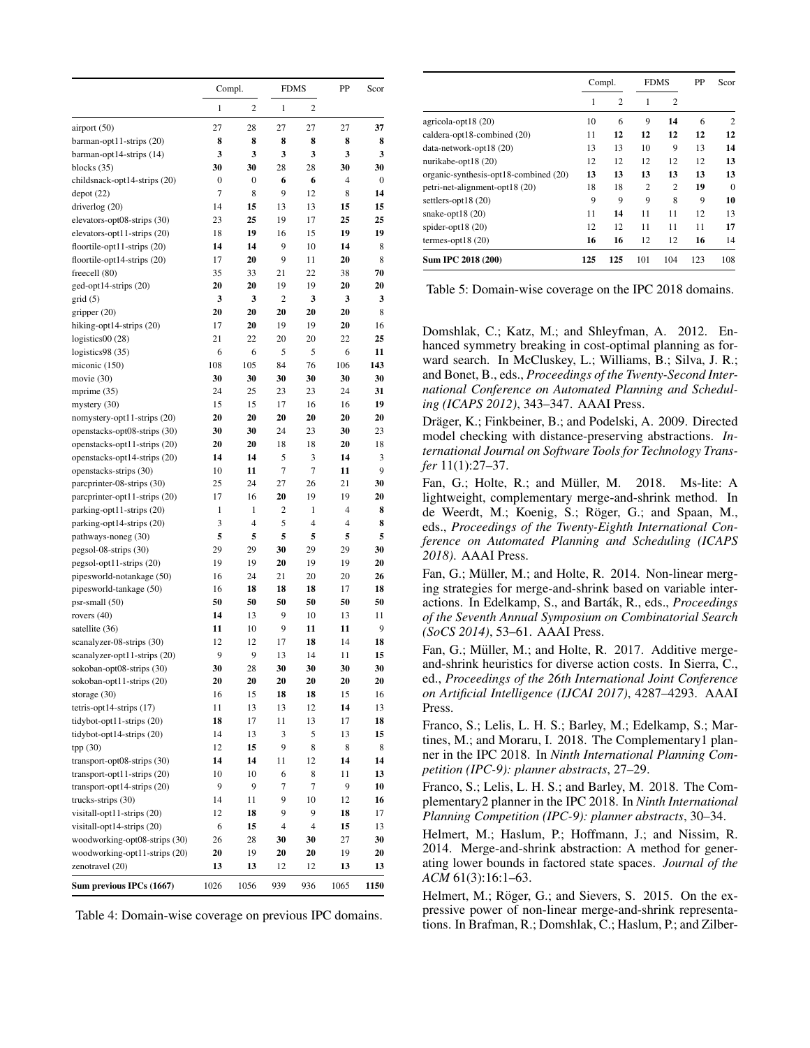| | Compl. | | FDMS | | PP | Scor |
|---|---|---|---|---|---|---|
| | 1 | 2 | 1 | 2 | | |
| airport (50) | 27 | 28 | 27 | 27 | 27 | **37** |
| barman-opt11-strips (20) | **8** | **8** | **8** | **8** | **8** | **8** |
| barman-opt14-strips (14) | **3** | **3** | **3** | **3** | **3** | **3** |
| blocks (35) | **30** | **30** | 28 | 28 | **30** | **30** |
| childsnack-opt14-strips (20) | 0 | 0 | **6** | **6** | 4 | 0 |
| depot (22) | 7 | 8 | 9 | 12 | 8 | **14** |
| driverlog (20) | 14 | **15** | 13 | 13 | **15** | **15** |
| elevators-opt08-strips (30) | 23 | **25** | 19 | 17 | **25** | **25** |
| elevators-opt11-strips (20) | 18 | **19** | 16 | 15 | **19** | **19** |
| floortile-opt11-strips (20) | **14** | **14** | 9 | 10 | **14** | 8 |
| floortile-opt14-strips (20) | 17 | **20** | 9 | 11 | **20** | 8 |
| freecell (80) | 35 | 33 | 21 | 22 | 38 | **70** |
| ged-opt14-strips (20) | **20** | **20** | 19 | 19 | **20** | **20** |
| grid (5) | **3** | **3** | 2 | **3** | **3** | **3** |
| gripper (20) | **20** | **20** | **20** | **20** | **20** | 8 |
| hiking-opt14-strips (20) | 17 | **20** | 19 | 19 | **20** | 16 |
| logistics00 (28) | 21 | 22 | 20 | 20 | 22 | **25** |
| logistics98 (35) | 6 | 6 | 5 | 5 | 6 | **11** |
| miconic (150) | 108 | 105 | 84 | 76 | 106 | **143** |
| movie (30) | **30** | **30** | **30** | **30** | **30** | **30** |
| mprime (35) | 24 | 25 | 23 | 23 | 24 | **31** |
| mystery (30) | 15 | 15 | 17 | 16 | 16 | **19** |
| nomystery-opt11-strips (20) | **20** | **20** | **20** | **20** | **20** | **20** |
| openstacks-opt08-strips (30) | **30** | **30** | 24 | 23 | **30** | 23 |
| openstacks-opt11-strips (20) | **20** | **20** | 18 | 18 | **20** | 18 |
| openstacks-opt14-strips (20) | **14** | **14** | 5 | 3 | **14** | 3 |
| openstacks-strips (30) | 10 | **11** | 7 | 7 | **11** | 9 |
| parcprinter-08-strips (30) | 25 | 24 | 27 | 26 | 21 | **30** |
| parcprinter-opt11-strips (20) | 17 | 16 | **20** | 19 | 19 | **20** |
| parking-opt11-strips (20) | 1 | 1 | 2 | 1 | 4 | **8** |
| parking-opt14-strips (20) | 3 | 4 | 5 | 4 | 4 | **8** |
| pathways-noneg (30) | **5** | **5** | **5** | **5** | **5** | **5** |
| pegsol-08-strips (30) | 29 | 29 | **30** | 29 | 29 | **30** |
| pegsol-opt11-strips (20) | 19 | 19 | **20** | 19 | 19 | **20** |
| pipesworld-notankage (50) | 16 | 24 | 21 | 20 | 20 | **26** |
| pipesworld-tankage (50) | 16 | **18** | **18** | **18** | 17 | **18** |
| psr-small (50) | **50** | **50** | **50** | **50** | **50** | **50** |
| rovers (40) | **14** | 13 | 9 | 10 | 13 | 11 |
| satellite (36) | **11** | 10 | 9 | **11** | **11** | 9 |
| scanalyzer-08-strips (30) | 12 | 12 | 17 | **18** | 14 | **18** |
| scanalyzer-opt11-strips (20) | 9 | 9 | 13 | 14 | 11 | **15** |
| sokoban-opt08-strips (30) | **30** | 28 | **30** | **30** | **30** | **30** |
| sokoban-opt11-strips (20) | **20** | **20** | **20** | **20** | **20** | **20** |
| storage (30) | 16 | 15 | **18** | **18** | 15 | 16 |
| tetris-opt14-strips (17) | 11 | 13 | 13 | 12 | **14** | 13 |
| tidybot-opt11-strips (20) | **18** | 17 | 11 | 13 | 17 | **18** |
| tidybot-opt14-strips (20) | 14 | 13 | 3 | 5 | 13 | **15** |
| tpp (30) | 12 | **15** | 9 | 8 | 8 | 8 |
| transport-opt08-strips (30) | **14** | **14** | 11 | 12 | **14** | **14** |
| transport-opt11-strips (20) | 10 | 10 | 6 | 8 | 11 | **13** |
| transport-opt14-strips (20) | 9 | 9 | 7 | 7 | 9 | **10** |
| trucks-strips (30) | 14 | 11 | 9 | 10 | 12 | **16** |
| visitall-opt11-strips (20) | 12 | **18** | 9 | 9 | **18** | 17 |
| visitall-opt14-strips (20) | 6 | **15** | 4 | 4 | **15** | 13 |
| woodworking-opt08-strips (30) | 26 | 28 | **30** | **30** | 27 | **30** |
| woodworking-opt11-strips (20) | **20** | 19 | **20** | **20** | 19 | **20** |
| zenotravel (20) | **13** | **13** | 12 | 12 | **13** | **13** |
| **Sum previous IPCs (1667)** | 1026 | 1056 | 939 | 936 | 1065 | **1150** |

Table 4: Domain-wise coverage on previous IPC domains.

| | Compl. | | FDMS | | PP | Scor |
|---|---|---|---|---|---|---|
| | 1 | 2 | 1 | 2 | | |
| agricola-opt18 (20) | 10 | 6 | 9 | **14** | 6 | 2 |
| caldera-opt18-combined (20) | 11 | **12** | **12** | **12** | **12** | **12** |
| data-network-opt18 (20) | 13 | 13 | 10 | 9 | 13 | **14** |
| nurikabe-opt18 (20) | 12 | 12 | 12 | 12 | 12 | **13** |
| organic-synthesis-opt18-combined (20) | **13** | **13** | **13** | **13** | **13** | **13** |
| petri-net-alignment-opt18 (20) | 18 | 18 | 2 | 2 | **19** | 0 |
| settlers-opt18 (20) | 9 | 9 | 9 | 8 | 9 | **10** |
| snake-opt18 (20) | 11 | **14** | 11 | 11 | 12 | 13 |
| spider-opt18 (20) | 12 | 12 | 11 | 11 | 11 | **17** |
| termes-opt18 (20) | **16** | **16** | 12 | 12 | **16** | 14 |
| **Sum IPC 2018 (200)** | **125** | **125** | 101 | 104 | 123 | 108 |

Table 5: Domain-wise coverage on the IPC 2018 domains.

Domshlak, C.; Katz, M.; and Shleyfman, A. 2012. Enhanced symmetry breaking in cost-optimal planning as forward search. In McCluskey, L.; Williams, B.; Silva, J. R.; and Bonet, B., eds., *Proceedings of the Twenty-Second International Conference on Automated Planning and Scheduling (ICAPS 2012)*, 343–347. AAAI Press.

Dräger, K.; Finkbeiner, B.; and Podelski, A. 2009. Directed model checking with distance-preserving abstractions. *International Journal on Software Tools for Technology Transfer* 11(1):27–37.

Fan, G.; Holte, R.; and Müller, M. 2018. Ms-lite: A lightweight, complementary merge-and-shrink method. In de Weerdt, M.; Koenig, S.; Röger, G.; and Spaan, M., eds., *Proceedings of the Twenty-Eighth International Conference on Automated Planning and Scheduling (ICAPS 2018)*. AAAI Press.

Fan, G.; Müller, M.; and Holte, R. 2014. Non-linear merging strategies for merge-and-shrink based on variable interactions. In Edelkamp, S., and Barták, R., eds., *Proceedings of the Seventh Annual Symposium on Combinatorial Search (SoCS 2014)*, 53–61. AAAI Press.

Fan, G.; Müller, M.; and Holte, R. 2017. Additive merge-and-shrink heuristics for diverse action costs. In Sierra, C., ed., *Proceedings of the 26th International Joint Conference on Artificial Intelligence (IJCAI 2017)*, 4287–4293. AAAI Press.

Franco, S.; Lelis, L. H. S.; Barley, M.; Edelkamp, S.; Martines, M.; and Moraru, I. 2018. The Complementary1 planner in the IPC 2018. In *Ninth International Planning Competition (IPC-9): planner abstracts*, 27–29.

Franco, S.; Lelis, L. H. S.; and Barley, M. 2018. The Complementary2 planner in the IPC 2018. In *Ninth International Planning Competition (IPC-9): planner abstracts*, 30–34.

Helmert, M.; Haslum, P.; Hoffmann, J.; and Nissim, R. 2014. Merge-and-shrink abstraction: A method for generating lower bounds in factored state spaces. *Journal of the ACM* 61(3):16:1–63.

Helmert, M.; Röger, G.; and Sievers, S. 2015. On the expressive power of non-linear merge-and-shrink representations. In Brafman, R.; Domshlak, C.; Haslum, P.; and Zilber-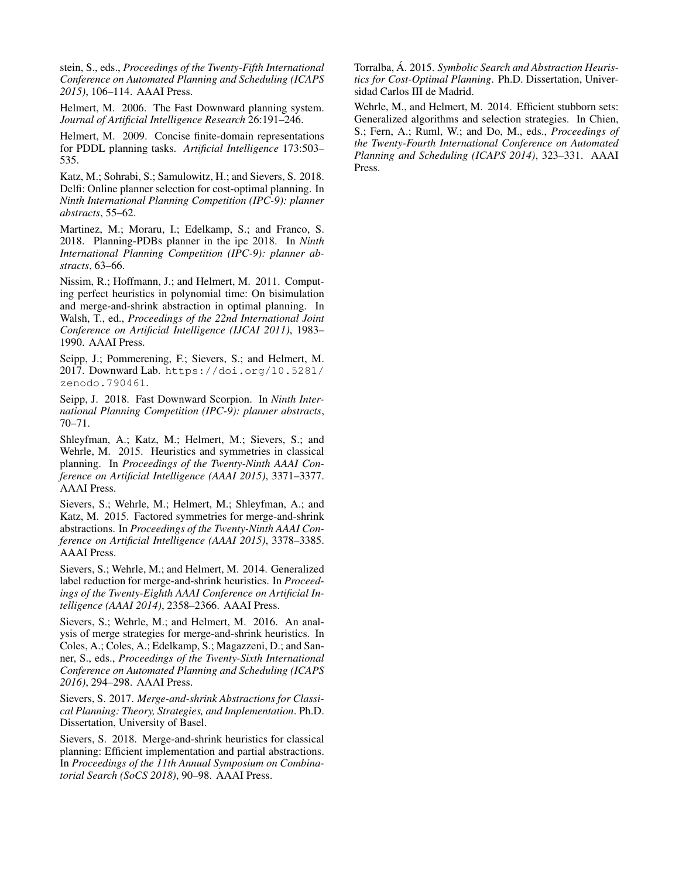stein, S., eds., *Proceedings of the Twenty-Fifth International Conference on Automated Planning and Scheduling (ICAPS 2015)*, 106–114. AAAI Press.

Helmert, M. 2006. The Fast Downward planning system. *Journal of Artificial Intelligence Research* 26:191–246.

Helmert, M. 2009. Concise finite-domain representations for PDDL planning tasks. *Artificial Intelligence* 173:503–535.

Katz, M.; Sohrabi, S.; Samulowitz, H.; and Sievers, S. 2018. Delfi: Online planner selection for cost-optimal planning. In *Ninth International Planning Competition (IPC-9): planner abstracts*, 55–62.

Martinez, M.; Moraru, I.; Edelkamp, S.; and Franco, S. 2018. Planning-PDBs planner in the ipc 2018. In *Ninth International Planning Competition (IPC-9): planner abstracts*, 63–66.

Nissim, R.; Hoffmann, J.; and Helmert, M. 2011. Computing perfect heuristics in polynomial time: On bisimulation and merge-and-shrink abstraction in optimal planning. In Walsh, T., ed., *Proceedings of the 22nd International Joint Conference on Artificial Intelligence (IJCAI 2011)*, 1983–1990. AAAI Press.

Seipp, J.; Pommerening, F.; Sievers, S.; and Helmert, M. 2017. Downward Lab. https://doi.org/10.5281/zenodo.790461.

Seipp, J. 2018. Fast Downward Scorpion. In *Ninth International Planning Competition (IPC-9): planner abstracts*, 70–71.

Shleyfman, A.; Katz, M.; Helmert, M.; Sievers, S.; and Wehrle, M. 2015. Heuristics and symmetries in classical planning. In *Proceedings of the Twenty-Ninth AAAI Conference on Artificial Intelligence (AAAI 2015)*, 3371–3377. AAAI Press.

Sievers, S.; Wehrle, M.; Helmert, M.; Shleyfman, A.; and Katz, M. 2015. Factored symmetries for merge-and-shrink abstractions. In *Proceedings of the Twenty-Ninth AAAI Conference on Artificial Intelligence (AAAI 2015)*, 3378–3385. AAAI Press.

Sievers, S.; Wehrle, M.; and Helmert, M. 2014. Generalized label reduction for merge-and-shrink heuristics. In *Proceedings of the Twenty-Eighth AAAI Conference on Artificial Intelligence (AAAI 2014)*, 2358–2366. AAAI Press.

Sievers, S.; Wehrle, M.; and Helmert, M. 2016. An analysis of merge strategies for merge-and-shrink heuristics. In Coles, A.; Coles, A.; Edelkamp, S.; Magazzeni, D.; and Sanner, S., eds., *Proceedings of the Twenty-Sixth International Conference on Automated Planning and Scheduling (ICAPS 2016)*, 294–298. AAAI Press.

Sievers, S. 2017. *Merge-and-shrink Abstractions for Classical Planning: Theory, Strategies, and Implementation*. Ph.D. Dissertation, University of Basel.

Sievers, S. 2018. Merge-and-shrink heuristics for classical planning: Efficient implementation and partial abstractions. In *Proceedings of the 11th Annual Symposium on Combinatorial Search (SoCS 2018)*, 90–98. AAAI Press.

Torralba, Á. 2015. *Symbolic Search and Abstraction Heuristics for Cost-Optimal Planning*. Ph.D. Dissertation, Universidad Carlos III de Madrid.

Wehrle, M., and Helmert, M. 2014. Efficient stubborn sets: Generalized algorithms and selection strategies. In Chien, S.; Fern, A.; Ruml, W.; and Do, M., eds., *Proceedings of the Twenty-Fourth International Conference on Automated Planning and Scheduling (ICAPS 2014)*, 323–331. AAAI Press.